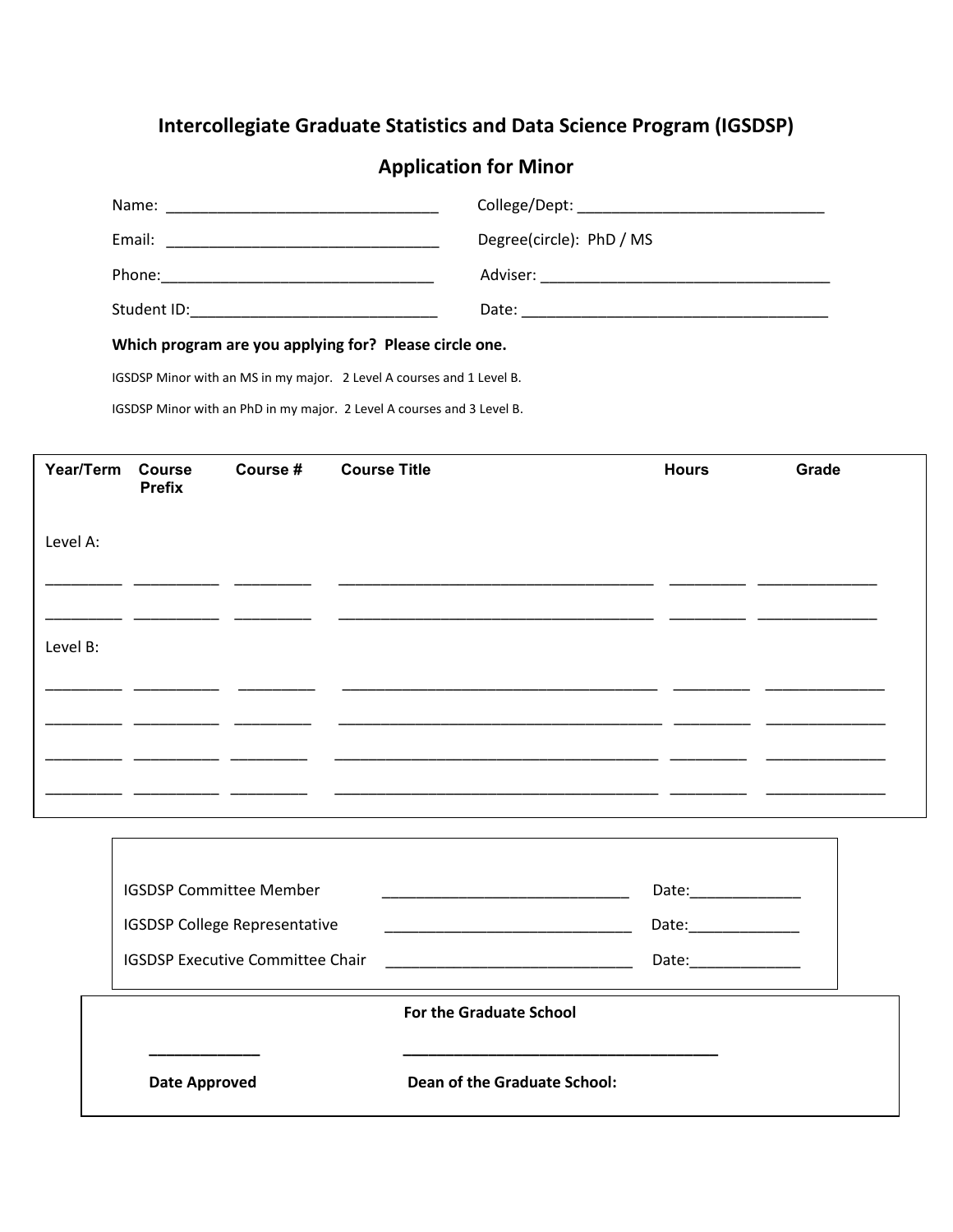## Intercollegiate Graduate Statistics and Data Science Program (IGSDSP)

## Application for Minor

Name: ________________________________ College/Dept: _____________________________

Email: ________________________________ Degree(circle): PhD / MS

Phone: ________________________________ Adviser: __________________________________

Student ID: ____________________________ Date: ____________________________________

**Which program are you applying for? Please circle one.**

IGSDSP Minor with an MS in my major. 2 Level A courses and 1 Level B.

IGSDSP Minor with an PhD in my major. 2 Level A courses and 3 Level B.

| Year/Term | Course Prefix | Course # | Course Title | Hours | Grade |
|---|---|---|---|---|---|
| Level A: | | | | | |
| _________ | __________ | _________ | _____________________________________ | _________ | ______________ |
| _________ | __________ | _________ | _____________________________________ | _________ | ______________ |
| Level B: | | | | | |
| _________ | __________ | _________ | _____________________________________ | _________ | ______________ |
| _________ | __________ | _________ | _____________________________________ | _________ | ______________ |
| _________ | __________ | _________ | _____________________________________ | _________ | ______________ |
| _________ | __________ | _________ | _____________________________________ | _________ | ______________ |

IGSDSP Committee Member _____________________________ Date: _____________

IGSDSP College Representative _____________________________ Date: _____________

IGSDSP Executive Committee Chair _____________________________ Date: _____________

**For the Graduate School**

_____________ ____________________________________

**Date Approved** **Dean of the Graduate School:**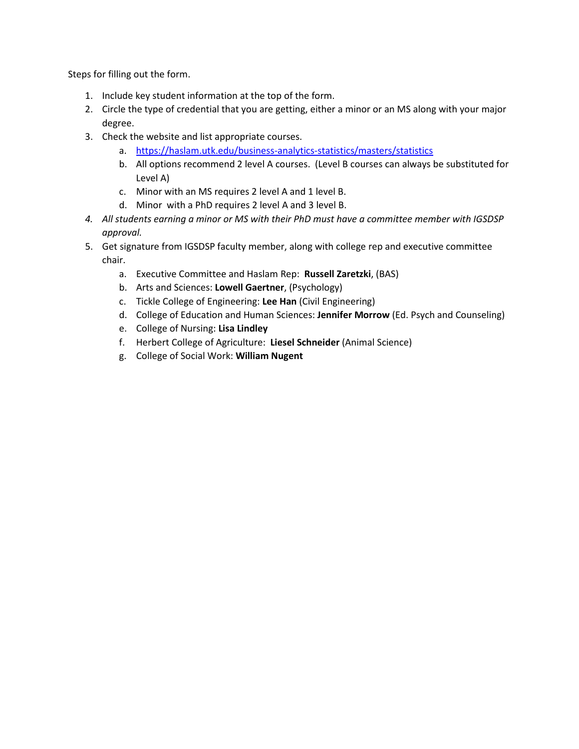Steps for filling out the form.

1. Include key student information at the top of the form.
2. Circle the type of credential that you are getting, either a minor or an MS along with your major degree.
3. Check the website and list appropriate courses.
   a. [https://haslam.utk.edu/business-analytics-statistics/masters/statistics](https://haslam.utk.edu/business-analytics-statistics/masters/statistics)
   b. All options recommend 2 level A courses. (Level B courses can always be substituted for Level A)
   c. Minor with an MS requires 2 level A and 1 level B.
   d. Minor with a PhD requires 2 level A and 3 level B.
4. *All students earning a minor or MS with their PhD must have a committee member with IGSDSP approval.*
5. Get signature from IGSDSP faculty member, along with college rep and executive committee chair.
   a. Executive Committee and Haslam Rep: **Russell Zaretzki**, (BAS)
   b. Arts and Sciences: **Lowell Gaertner**, (Psychology)
   c. Tickle College of Engineering: **Lee Han** (Civil Engineering)
   d. College of Education and Human Sciences: **Jennifer Morrow** (Ed. Psych and Counseling)
   e. College of Nursing: **Lisa Lindley**
   f. Herbert College of Agriculture: **Liesel Schneider** (Animal Science)
   g. College of Social Work: **William Nugent**